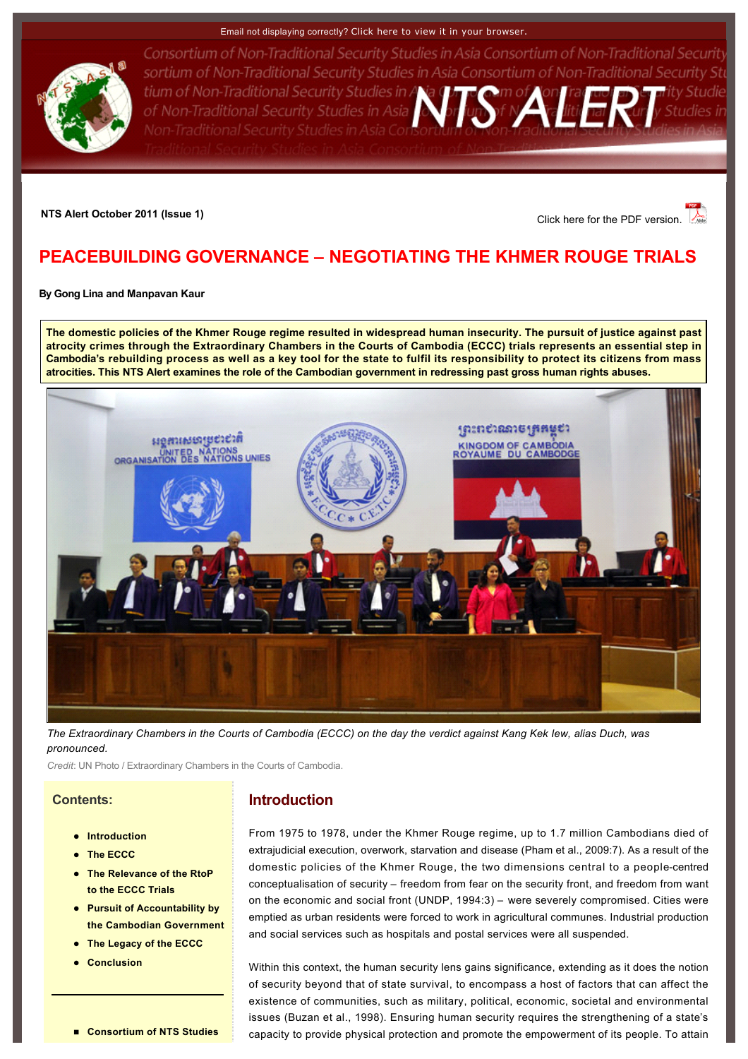Email not displaying correctly? Click here to view it in your browser.

NTS ALERT

**NTS Alert October 2011 (Issue 1)**

Click here for the PDF version.

# PEACEBUILDING GOVERNANCE – NEGOTIATING THE KHMER ROUGE TRIALS

**By Gong Lina and Manpavan Kaur**

**The domestic policies of the Khmer Rouge regime resulted in widespread human insecurity. The pursuit of justice against past atrocity crimes through the Extraordinary Chambers in the Courts of Cambodia (ECCC) trials represents an essential step in Cambodia's rebuilding process as well as a key tool for the state to fulfil its responsibility to protect its citizens from mass atrocities. This NTS Alert examines the role of the Cambodian government in redressing past gross human rights abuses.**

*The Extraordinary Chambers in the Courts of Cambodia (ECCC) on the day the verdict against Kang Kek Iew, alias Duch, was pronounced.*

*Credit*: UN Photo / Extraordinary Chambers in the Courts of Cambodia.

**Contents:**

- **Introduction**
- **The ECCC**
- **The Relevance of the RtoP to the ECCC Trials**
- **Pursuit of Accountability by the Cambodian Government**
- **The Legacy of the ECCC**
- **Conclusion**

---

- **Consortium of NTS Studies**

## Introduction

From 1975 to 1978, under the Khmer Rouge regime, up to 1.7 million Cambodians died of extrajudicial execution, overwork, starvation and disease (Pham et al., 2009:7). As a result of the domestic policies of the Khmer Rouge, the two dimensions central to a people-centred conceptualisation of security – freedom from fear on the security front, and freedom from want on the economic and social front (UNDP, 1994:3) – were severely compromised. Cities were emptied as urban residents were forced to work in agricultural communes. Industrial production and social services such as hospitals and postal services were all suspended.

Within this context, the human security lens gains significance, extending as it does the notion of security beyond that of state survival, to encompass a host of factors that can affect the existence of communities, such as military, political, economic, societal and environmental issues (Buzan et al., 1998). Ensuring human security requires the strengthening of a state's capacity to provide physical protection and promote the empowerment of its people. To attain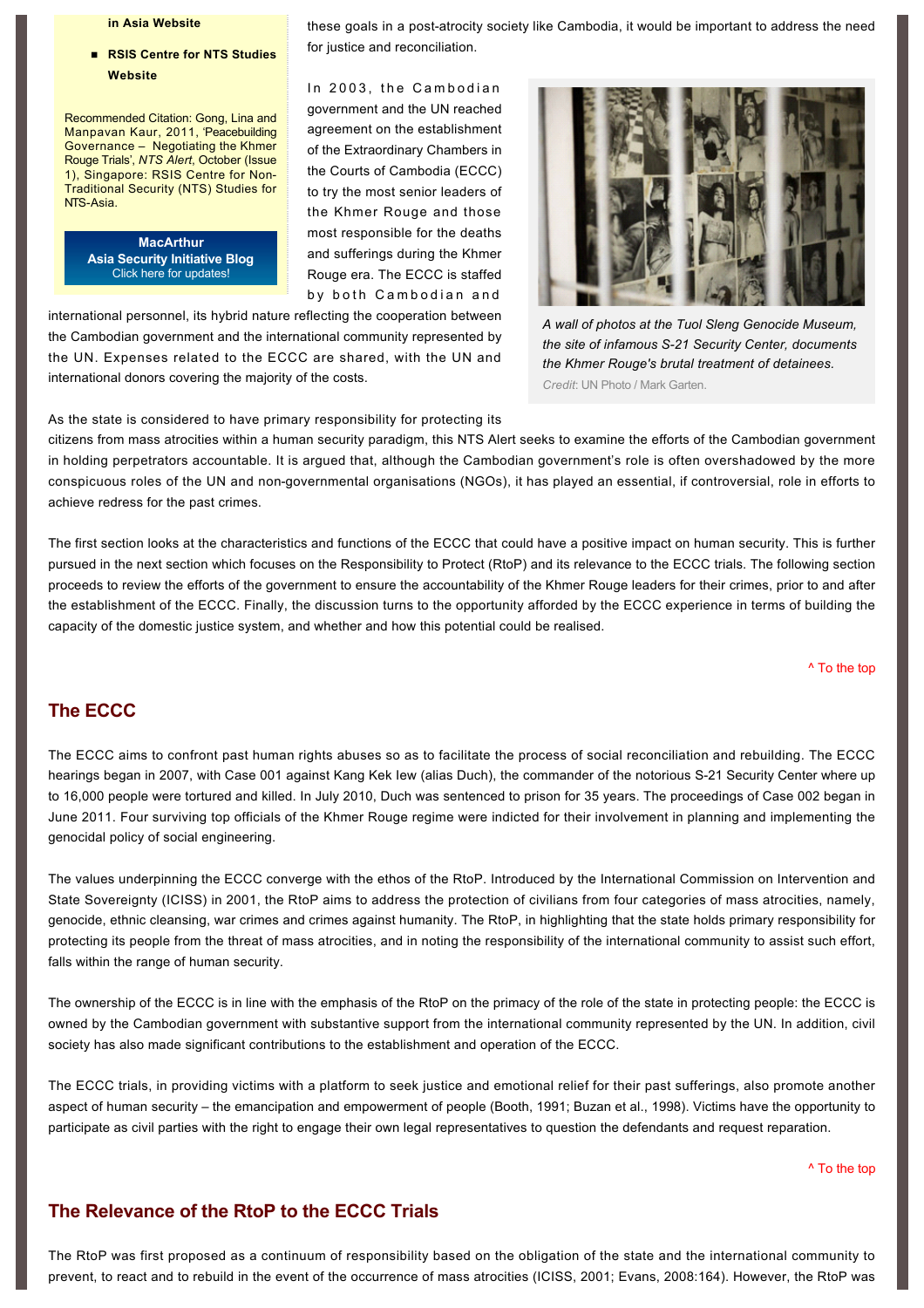in Asia Website

- **RSIS Centre for NTS Studies Website**

Recommended Citation: Gong, Lina and Manpavan Kaur, 2011, 'Peacebuilding Governance – Negotiating the Khmer Rouge Trials', *NTS Alert*, October (Issue 1), Singapore: RSIS Centre for Non-Traditional Security (NTS) Studies for NTS-Asia.

**MacArthur Asia Security Initiative Blog**
Click here for updates!

these goals in a post-atrocity society like Cambodia, it would be important to address the need for justice and reconciliation.

In 2003, the Cambodian government and the UN reached agreement on the establishment of the Extraordinary Chambers in the Courts of Cambodia (ECCC) to try the most senior leaders of the Khmer Rouge and those most responsible for the deaths and sufferings during the Khmer Rouge era. The ECCC is staffed by both Cambodian and international personnel, its hybrid nature reflecting the cooperation between the Cambodian government and the international community represented by the UN. Expenses related to the ECCC are shared, with the UN and international donors covering the majority of the costs.

*A wall of photos at the Tuol Sleng Genocide Museum, the site of infamous S-21 Security Center, documents the Khmer Rouge's brutal treatment of detainees.*
*Credit*: UN Photo / Mark Garten.

As the state is considered to have primary responsibility for protecting its citizens from mass atrocities within a human security paradigm, this NTS Alert seeks to examine the efforts of the Cambodian government in holding perpetrators accountable. It is argued that, although the Cambodian government's role is often overshadowed by the more conspicuous roles of the UN and non-governmental organisations (NGOs), it has played an essential, if controversial, role in efforts to achieve redress for the past crimes.

The first section looks at the characteristics and functions of the ECCC that could have a positive impact on human security. This is further pursued in the next section which focuses on the Responsibility to Protect (RtoP) and its relevance to the ECCC trials. The following section proceeds to review the efforts of the government to ensure the accountability of the Khmer Rouge leaders for their crimes, prior to and after the establishment of the ECCC. Finally, the discussion turns to the opportunity afforded by the ECCC experience in terms of building the capacity of the domestic justice system, and whether and how this potential could be realised.

^ To the top

## The ECCC

The ECCC aims to confront past human rights abuses so as to facilitate the process of social reconciliation and rebuilding. The ECCC hearings began in 2007, with Case 001 against Kang Kek Iew (alias Duch), the commander of the notorious S-21 Security Center where up to 16,000 people were tortured and killed. In July 2010, Duch was sentenced to prison for 35 years. The proceedings of Case 002 began in June 2011. Four surviving top officials of the Khmer Rouge regime were indicted for their involvement in planning and implementing the genocidal policy of social engineering.

The values underpinning the ECCC converge with the ethos of the RtoP. Introduced by the International Commission on Intervention and State Sovereignty (ICISS) in 2001, the RtoP aims to address the protection of civilians from four categories of mass atrocities, namely, genocide, ethnic cleansing, war crimes and crimes against humanity. The RtoP, in highlighting that the state holds primary responsibility for protecting its people from the threat of mass atrocities, and in noting the responsibility of the international community to assist such effort, falls within the range of human security.

The ownership of the ECCC is in line with the emphasis of the RtoP on the primacy of the role of the state in protecting people: the ECCC is owned by the Cambodian government with substantive support from the international community represented by the UN. In addition, civil society has also made significant contributions to the establishment and operation of the ECCC.

The ECCC trials, in providing victims with a platform to seek justice and emotional relief for their past sufferings, also promote another aspect of human security – the emancipation and empowerment of people (Booth, 1991; Buzan et al., 1998). Victims have the opportunity to participate as civil parties with the right to engage their own legal representatives to question the defendants and request reparation.

^ To the top

## The Relevance of the RtoP to the ECCC Trials

The RtoP was first proposed as a continuum of responsibility based on the obligation of the state and the international community to prevent, to react and to rebuild in the event of the occurrence of mass atrocities (ICISS, 2001; Evans, 2008:164). However, the RtoP was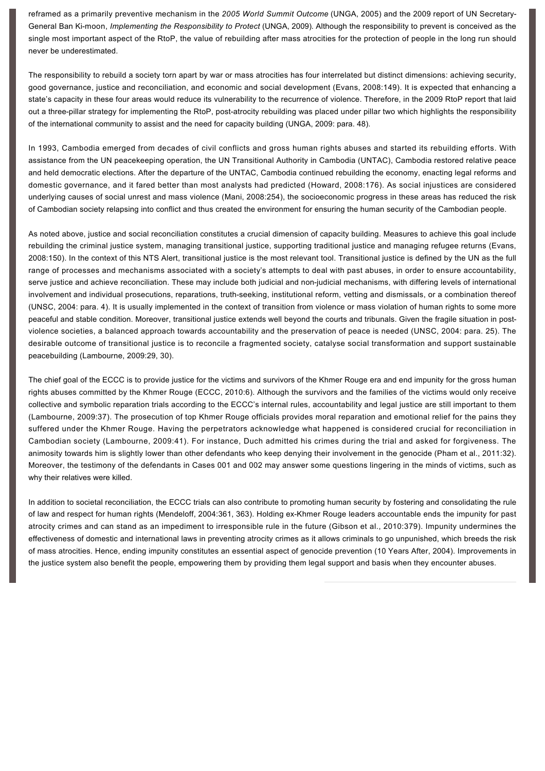reframed as a primarily preventive mechanism in the *2005 World Summit Outcome* (UNGA, 2005) and the 2009 report of UN Secretary-General Ban Ki-moon, *Implementing the Responsibility to Protect* (UNGA, 2009). Although the responsibility to prevent is conceived as the single most important aspect of the RtoP, the value of rebuilding after mass atrocities for the protection of people in the long run should never be underestimated.

The responsibility to rebuild a society torn apart by war or mass atrocities has four interrelated but distinct dimensions: achieving security, good governance, justice and reconciliation, and economic and social development (Evans, 2008:149). It is expected that enhancing a state's capacity in these four areas would reduce its vulnerability to the recurrence of violence. Therefore, in the 2009 RtoP report that laid out a three-pillar strategy for implementing the RtoP, post-atrocity rebuilding was placed under pillar two which highlights the responsibility of the international community to assist and the need for capacity building (UNGA, 2009: para. 48).

In 1993, Cambodia emerged from decades of civil conflicts and gross human rights abuses and started its rebuilding efforts. With assistance from the UN peacekeeping operation, the UN Transitional Authority in Cambodia (UNTAC), Cambodia restored relative peace and held democratic elections. After the departure of the UNTAC, Cambodia continued rebuilding the economy, enacting legal reforms and domestic governance, and it fared better than most analysts had predicted (Howard, 2008:176). As social injustices are considered underlying causes of social unrest and mass violence (Mani, 2008:254), the socioeconomic progress in these areas has reduced the risk of Cambodian society relapsing into conflict and thus created the environment for ensuring the human security of the Cambodian people.

As noted above, justice and social reconciliation constitutes a crucial dimension of capacity building. Measures to achieve this goal include rebuilding the criminal justice system, managing transitional justice, supporting traditional justice and managing refugee returns (Evans, 2008:150). In the context of this NTS Alert, transitional justice is the most relevant tool. Transitional justice is defined by the UN as the full range of processes and mechanisms associated with a society's attempts to deal with past abuses, in order to ensure accountability, serve justice and achieve reconciliation. These may include both judicial and non-judicial mechanisms, with differing levels of international involvement and individual prosecutions, reparations, truth-seeking, institutional reform, vetting and dismissals, or a combination thereof (UNSC, 2004: para. 4). It is usually implemented in the context of transition from violence or mass violation of human rights to some more peaceful and stable condition. Moreover, transitional justice extends well beyond the courts and tribunals. Given the fragile situation in post-violence societies, a balanced approach towards accountability and the preservation of peace is needed (UNSC, 2004: para. 25). The desirable outcome of transitional justice is to reconcile a fragmented society, catalyse social transformation and support sustainable peacebuilding (Lambourne, 2009:29, 30).

The chief goal of the ECCC is to provide justice for the victims and survivors of the Khmer Rouge era and end impunity for the gross human rights abuses committed by the Khmer Rouge (ECCC, 2010:6). Although the survivors and the families of the victims would only receive collective and symbolic reparation trials according to the ECCC's internal rules, accountability and legal justice are still important to them (Lambourne, 2009:37). The prosecution of top Khmer Rouge officials provides moral reparation and emotional relief for the pains they suffered under the Khmer Rouge. Having the perpetrators acknowledge what happened is considered crucial for reconciliation in Cambodian society (Lambourne, 2009:41). For instance, Duch admitted his crimes during the trial and asked for forgiveness. The animosity towards him is slightly lower than other defendants who keep denying their involvement in the genocide (Pham et al., 2011:32). Moreover, the testimony of the defendants in Cases 001 and 002 may answer some questions lingering in the minds of victims, such as why their relatives were killed.

In addition to societal reconciliation, the ECCC trials can also contribute to promoting human security by fostering and consolidating the rule of law and respect for human rights (Mendeloff, 2004:361, 363). Holding ex-Khmer Rouge leaders accountable ends the impunity for past atrocity crimes and can stand as an impediment to irresponsible rule in the future (Gibson et al., 2010:379). Impunity undermines the effectiveness of domestic and international laws in preventing atrocity crimes as it allows criminals to go unpunished, which breeds the risk of mass atrocities. Hence, ending impunity constitutes an essential aspect of genocide prevention (10 Years After, 2004). Improvements in the justice system also benefit the people, empowering them by providing them legal support and basis when they encounter abuses.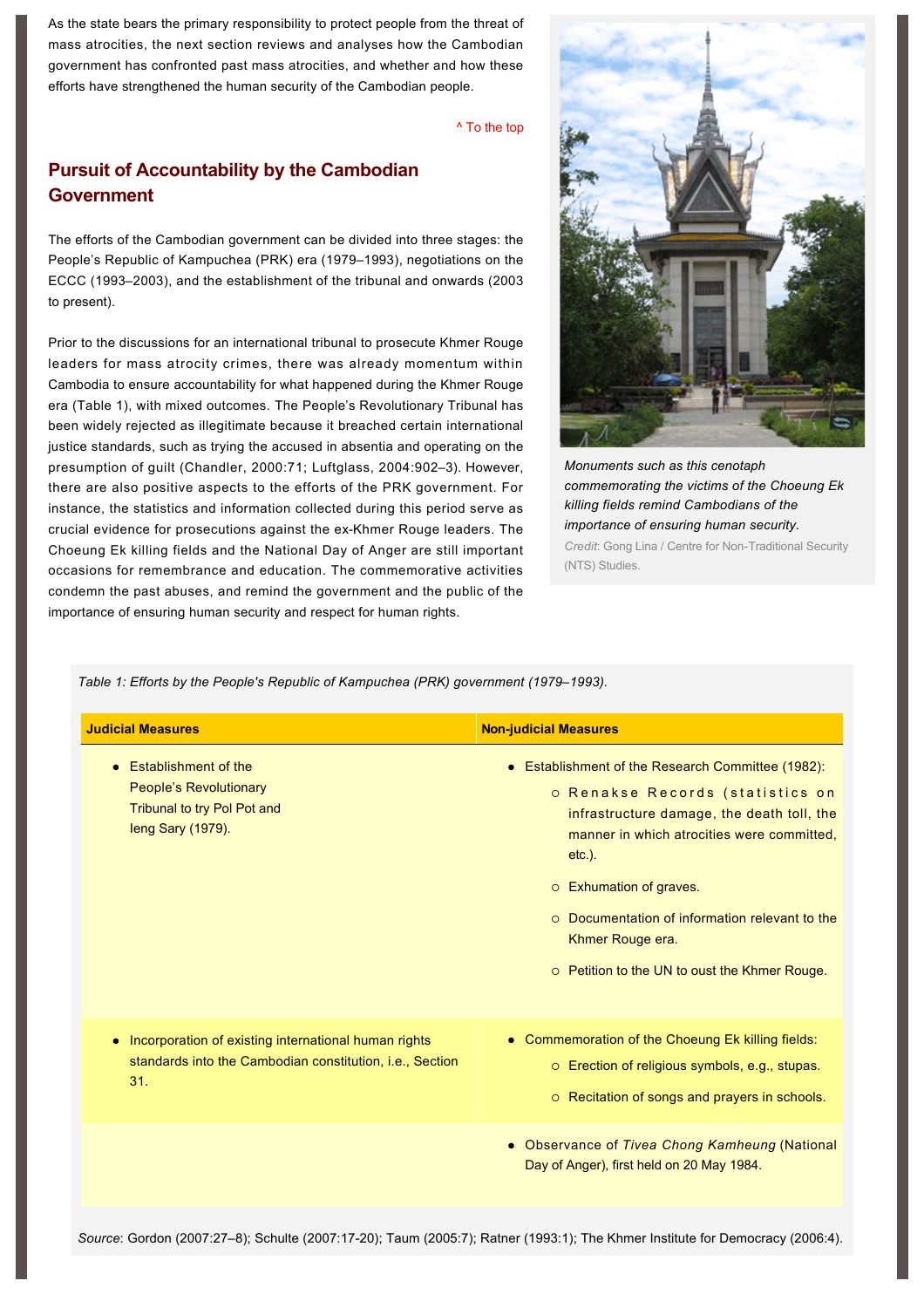As the state bears the primary responsibility to protect people from the threat of mass atrocities, the next section reviews and analyses how the Cambodian government has confronted past mass atrocities, and whether and how these efforts have strengthened the human security of the Cambodian people.

^ To the top

## Pursuit of Accountability by the Cambodian Government

The efforts of the Cambodian government can be divided into three stages: the People's Republic of Kampuchea (PRK) era (1979–1993), negotiations on the ECCC (1993–2003), and the establishment of the tribunal and onwards (2003 to present).

Prior to the discussions for an international tribunal to prosecute Khmer Rouge leaders for mass atrocity crimes, there was already momentum within Cambodia to ensure accountability for what happened during the Khmer Rouge era (Table 1), with mixed outcomes. The People's Revolutionary Tribunal has been widely rejected as illegitimate because it breached certain international justice standards, such as trying the accused in absentia and operating on the presumption of guilt (Chandler, 2000:71; Luftglass, 2004:902–3). However, there are also positive aspects to the efforts of the PRK government. For instance, the statistics and information collected during this period serve as crucial evidence for prosecutions against the ex-Khmer Rouge leaders. The Choeung Ek killing fields and the National Day of Anger are still important occasions for remembrance and education. The commemorative activities condemn the past abuses, and remind the government and the public of the importance of ensuring human security and respect for human rights.

*Monuments such as this cenotaph commemorating the victims of the Choeung Ek killing fields remind Cambodians of the importance of ensuring human security.*
*Credit*: Gong Lina / Centre for Non-Traditional Security (NTS) Studies.

*Table 1: Efforts by the People's Republic of Kampuchea (PRK) government (1979–1993).*

| Judicial Measures | Non-judicial Measures |
|---|---|
| • Establishment of the People's Revolutionary Tribunal to try Pol Pot and Ieng Sary (1979). | • Establishment of the Research Committee (1982):<br>○ Renakse Records (statistics on infrastructure damage, the death toll, the manner in which atrocities were committed, etc.).<br>○ Exhumation of graves.<br>○ Documentation of information relevant to the Khmer Rouge era.<br>○ Petition to the UN to oust the Khmer Rouge. |
| • Incorporation of existing international human rights standards into the Cambodian constitution, i.e., Section 31. | • Commemoration of the Choeung Ek killing fields:<br>○ Erection of religious symbols, e.g., stupas.<br>○ Recitation of songs and prayers in schools. |
| | • Observance of *Tivea Chong Kamheung* (National Day of Anger), first held on 20 May 1984. |

*Source*: Gordon (2007:27–8); Schulte (2007:17-20); Taum (2005:7); Ratner (1993:1); The Khmer Institute for Democracy (2006:4).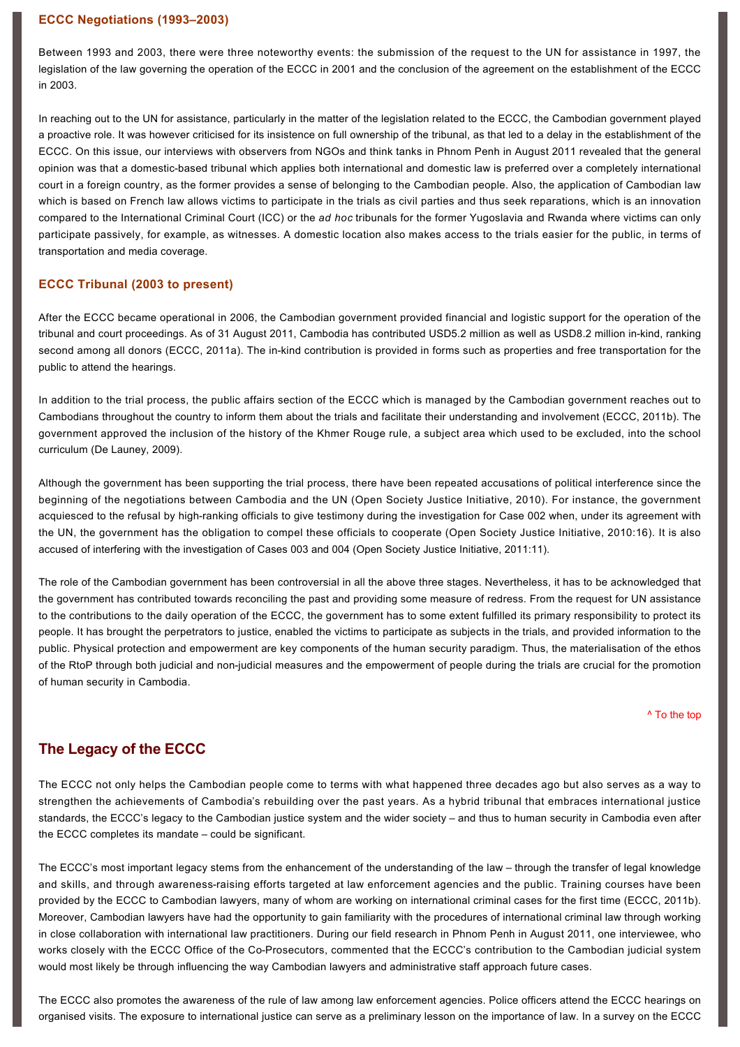### ECCC Negotiations (1993–2003)

Between 1993 and 2003, there were three noteworthy events: the submission of the request to the UN for assistance in 1997, the legislation of the law governing the operation of the ECCC in 2001 and the conclusion of the agreement on the establishment of the ECCC in 2003.

In reaching out to the UN for assistance, particularly in the matter of the legislation related to the ECCC, the Cambodian government played a proactive role. It was however criticised for its insistence on full ownership of the tribunal, as that led to a delay in the establishment of the ECCC. On this issue, our interviews with observers from NGOs and think tanks in Phnom Penh in August 2011 revealed that the general opinion was that a domestic-based tribunal which applies both international and domestic law is preferred over a completely international court in a foreign country, as the former provides a sense of belonging to the Cambodian people. Also, the application of Cambodian law which is based on French law allows victims to participate in the trials as civil parties and thus seek reparations, which is an innovation compared to the International Criminal Court (ICC) or the *ad hoc* tribunals for the former Yugoslavia and Rwanda where victims can only participate passively, for example, as witnesses. A domestic location also makes access to the trials easier for the public, in terms of transportation and media coverage.

### ECCC Tribunal (2003 to present)

After the ECCC became operational in 2006, the Cambodian government provided financial and logistic support for the operation of the tribunal and court proceedings. As of 31 August 2011, Cambodia has contributed USD5.2 million as well as USD8.2 million in-kind, ranking second among all donors (ECCC, 2011a). The in-kind contribution is provided in forms such as properties and free transportation for the public to attend the hearings.

In addition to the trial process, the public affairs section of the ECCC which is managed by the Cambodian government reaches out to Cambodians throughout the country to inform them about the trials and facilitate their understanding and involvement (ECCC, 2011b). The government approved the inclusion of the history of the Khmer Rouge rule, a subject area which used to be excluded, into the school curriculum (De Launey, 2009).

Although the government has been supporting the trial process, there have been repeated accusations of political interference since the beginning of the negotiations between Cambodia and the UN (Open Society Justice Initiative, 2010). For instance, the government acquiesced to the refusal by high-ranking officials to give testimony during the investigation for Case 002 when, under its agreement with the UN, the government has the obligation to compel these officials to cooperate (Open Society Justice Initiative, 2010:16). It is also accused of interfering with the investigation of Cases 003 and 004 (Open Society Justice Initiative, 2011:11).

The role of the Cambodian government has been controversial in all the above three stages. Nevertheless, it has to be acknowledged that the government has contributed towards reconciling the past and providing some measure of redress. From the request for UN assistance to the contributions to the daily operation of the ECCC, the government has to some extent fulfilled its primary responsibility to protect its people. It has brought the perpetrators to justice, enabled the victims to participate as subjects in the trials, and provided information to the public. Physical protection and empowerment are key components of the human security paradigm. Thus, the materialisation of the ethos of the RtoP through both judicial and non-judicial measures and the empowerment of people during the trials are crucial for the promotion of human security in Cambodia.

^ To the top

## The Legacy of the ECCC

The ECCC not only helps the Cambodian people come to terms with what happened three decades ago but also serves as a way to strengthen the achievements of Cambodia's rebuilding over the past years. As a hybrid tribunal that embraces international justice standards, the ECCC's legacy to the Cambodian justice system and the wider society – and thus to human security in Cambodia even after the ECCC completes its mandate – could be significant.

The ECCC's most important legacy stems from the enhancement of the understanding of the law – through the transfer of legal knowledge and skills, and through awareness-raising efforts targeted at law enforcement agencies and the public. Training courses have been provided by the ECCC to Cambodian lawyers, many of whom are working on international criminal cases for the first time (ECCC, 2011b). Moreover, Cambodian lawyers have had the opportunity to gain familiarity with the procedures of international criminal law through working in close collaboration with international law practitioners. During our field research in Phnom Penh in August 2011, one interviewee, who works closely with the ECCC Office of the Co-Prosecutors, commented that the ECCC's contribution to the Cambodian judicial system would most likely be through influencing the way Cambodian lawyers and administrative staff approach future cases.

The ECCC also promotes the awareness of the rule of law among law enforcement agencies. Police officers attend the ECCC hearings on organised visits. The exposure to international justice can serve as a preliminary lesson on the importance of law. In a survey on the ECCC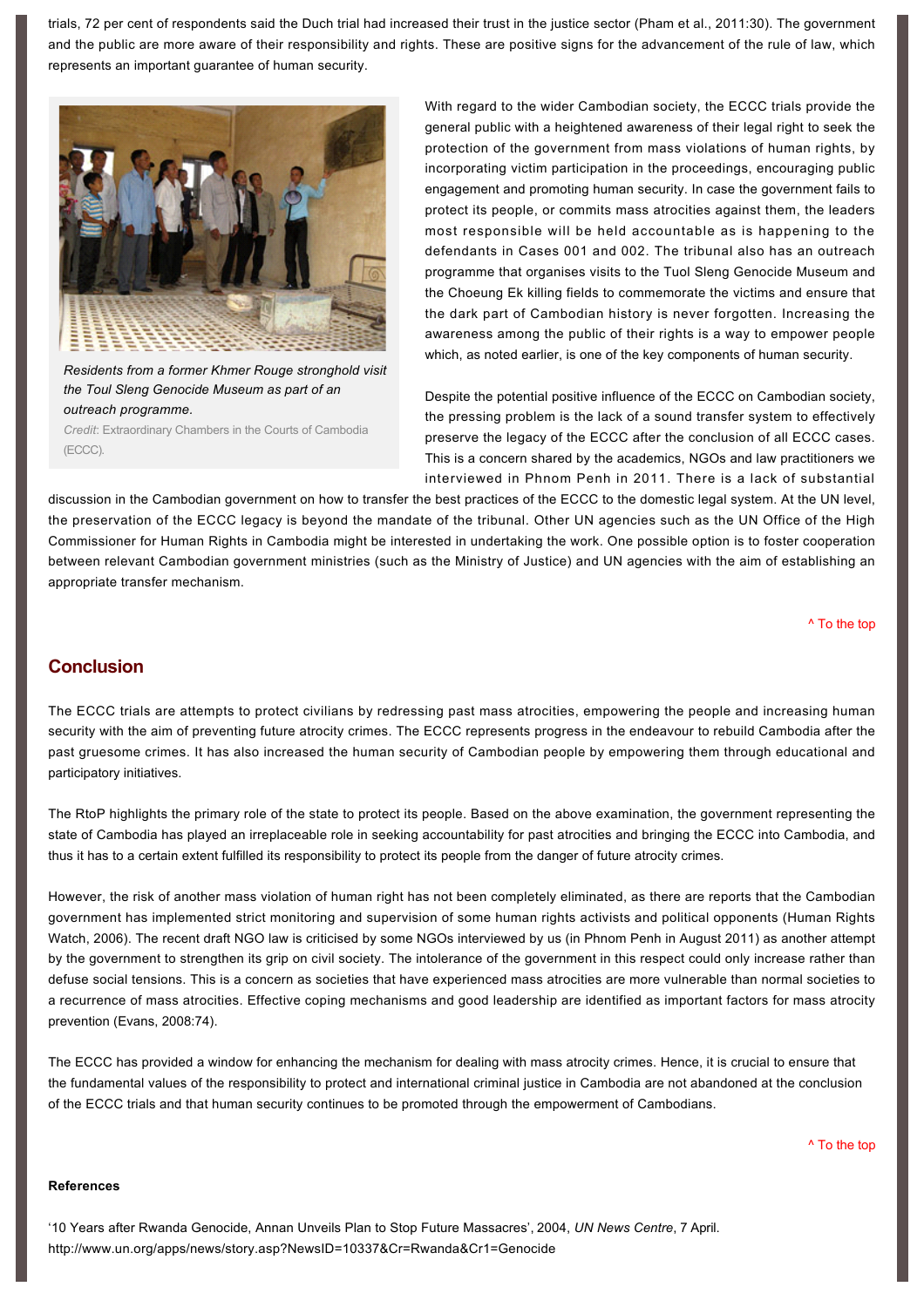trials, 72 per cent of respondents said the Duch trial had increased their trust in the justice sector (Pham et al., 2011:30). The government and the public are more aware of their responsibility and rights. These are positive signs for the advancement of the rule of law, which represents an important guarantee of human security.

*Residents from a former Khmer Rouge stronghold visit the Toul Sleng Genocide Museum as part of an outreach programme.*
*Credit:* Extraordinary Chambers in the Courts of Cambodia (ECCC).

With regard to the wider Cambodian society, the ECCC trials provide the general public with a heightened awareness of their legal right to seek the protection of the government from mass violations of human rights, by incorporating victim participation in the proceedings, encouraging public engagement and promoting human security. In case the government fails to protect its people, or commits mass atrocities against them, the leaders most responsible will be held accountable as is happening to the defendants in Cases 001 and 002. The tribunal also has an outreach programme that organises visits to the Tuol Sleng Genocide Museum and the Choeung Ek killing fields to commemorate the victims and ensure that the dark part of Cambodian history is never forgotten. Increasing the awareness among the public of their rights is a way to empower people which, as noted earlier, is one of the key components of human security.

Despite the potential positive influence of the ECCC on Cambodian society, the pressing problem is the lack of a sound transfer system to effectively preserve the legacy of the ECCC after the conclusion of all ECCC cases. This is a concern shared by the academics, NGOs and law practitioners we interviewed in Phnom Penh in 2011. There is a lack of substantial discussion in the Cambodian government on how to transfer the best practices of the ECCC to the domestic legal system. At the UN level, the preservation of the ECCC legacy is beyond the mandate of the tribunal. Other UN agencies such as the UN Office of the High Commissioner for Human Rights in Cambodia might be interested in undertaking the work. One possible option is to foster cooperation between relevant Cambodian government ministries (such as the Ministry of Justice) and UN agencies with the aim of establishing an appropriate transfer mechanism.

^ To the top

## Conclusion

The ECCC trials are attempts to protect civilians by redressing past mass atrocities, empowering the people and increasing human security with the aim of preventing future atrocity crimes. The ECCC represents progress in the endeavour to rebuild Cambodia after the past gruesome crimes. It has also increased the human security of Cambodian people by empowering them through educational and participatory initiatives.

The RtoP highlights the primary role of the state to protect its people. Based on the above examination, the government representing the state of Cambodia has played an irreplaceable role in seeking accountability for past atrocities and bringing the ECCC into Cambodia, and thus it has to a certain extent fulfilled its responsibility to protect its people from the danger of future atrocity crimes.

However, the risk of another mass violation of human right has not been completely eliminated, as there are reports that the Cambodian government has implemented strict monitoring and supervision of some human rights activists and political opponents (Human Rights Watch, 2006). The recent draft NGO law is criticised by some NGOs interviewed by us (in Phnom Penh in August 2011) as another attempt by the government to strengthen its grip on civil society. The intolerance of the government in this respect could only increase rather than defuse social tensions. This is a concern as societies that have experienced mass atrocities are more vulnerable than normal societies to a recurrence of mass atrocities. Effective coping mechanisms and good leadership are identified as important factors for mass atrocity prevention (Evans, 2008:74).

The ECCC has provided a window for enhancing the mechanism for dealing with mass atrocity crimes. Hence, it is crucial to ensure that the fundamental values of the responsibility to protect and international criminal justice in Cambodia are not abandoned at the conclusion of the ECCC trials and that human security continues to be promoted through the empowerment of Cambodians.

^ To the top

**References**

'10 Years after Rwanda Genocide, Annan Unveils Plan to Stop Future Massacres', 2004, *UN News Centre*, 7 April. http://www.un.org/apps/news/story.asp?NewsID=10337&Cr=Rwanda&Cr1=Genocide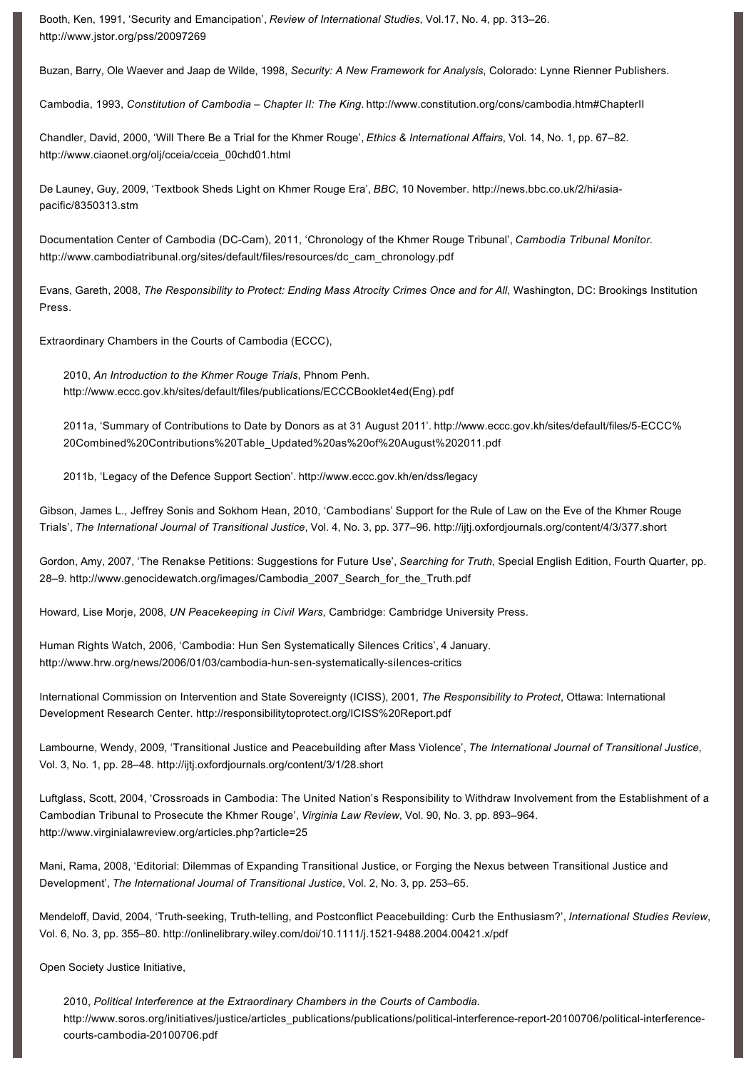Booth, Ken, 1991, 'Security and Emancipation', *Review of International Studies*, Vol.17, No. 4, pp. 313–26. http://www.jstor.org/pss/20097269

Buzan, Barry, Ole Waever and Jaap de Wilde, 1998, *Security: A New Framework for Analysis*, Colorado: Lynne Rienner Publishers.

Cambodia, 1993, *Constitution of Cambodia – Chapter II: The King*. http://www.constitution.org/cons/cambodia.htm#ChapterII

Chandler, David, 2000, 'Will There Be a Trial for the Khmer Rouge', *Ethics & International Affairs*, Vol. 14, No. 1, pp. 67–82. http://www.ciaonet.org/olj/cceia/cceia_00chd01.html

De Launey, Guy, 2009, 'Textbook Sheds Light on Khmer Rouge Era', *BBC*, 10 November. http://news.bbc.co.uk/2/hi/asia-pacific/8350313.stm

Documentation Center of Cambodia (DC-Cam), 2011, 'Chronology of the Khmer Rouge Tribunal', *Cambodia Tribunal Monitor*. http://www.cambodiatribunal.org/sites/default/files/resources/dc_cam_chronology.pdf

Evans, Gareth, 2008, *The Responsibility to Protect: Ending Mass Atrocity Crimes Once and for All*, Washington, DC: Brookings Institution Press.

Extraordinary Chambers in the Courts of Cambodia (ECCC),

> 2010, *An Introduction to the Khmer Rouge Trials*, Phnom Penh. http://www.eccc.gov.kh/sites/default/files/publications/ECCCBooklet4ed(Eng).pdf
>
> 2011a, 'Summary of Contributions to Date by Donors as at 31 August 2011'. http://www.eccc.gov.kh/sites/default/files/5-ECCC%20Combined%20Contributions%20Table_Updated%20as%20of%20August%202011.pdf
>
> 2011b, 'Legacy of the Defence Support Section'. http://www.eccc.gov.kh/en/dss/legacy

Gibson, James L., Jeffrey Sonis and Sokhom Hean, 2010, 'Cambodians' Support for the Rule of Law on the Eve of the Khmer Rouge Trials', *The International Journal of Transitional Justice*, Vol. 4, No. 3, pp. 377–96. http://ijtj.oxfordjournals.org/content/4/3/377.short

Gordon, Amy, 2007, 'The Renakse Petitions: Suggestions for Future Use', *Searching for Truth*, Special English Edition, Fourth Quarter, pp. 28–9. http://www.genocidewatch.org/images/Cambodia_2007_Search_for_the_Truth.pdf

Howard, Lise Morje, 2008, *UN Peacekeeping in Civil Wars*, Cambridge: Cambridge University Press.

Human Rights Watch, 2006, 'Cambodia: Hun Sen Systematically Silences Critics', 4 January. http://www.hrw.org/news/2006/01/03/cambodia-hun-sen-systematically-silences-critics

International Commission on Intervention and State Sovereignty (ICISS), 2001, *The Responsibility to Protect*, Ottawa: International Development Research Center. http://responsibilitytoprotect.org/ICISS%20Report.pdf

Lambourne, Wendy, 2009, 'Transitional Justice and Peacebuilding after Mass Violence', *The International Journal of Transitional Justice*, Vol. 3, No. 1, pp. 28–48. http://ijtj.oxfordjournals.org/content/3/1/28.short

Luftglass, Scott, 2004, 'Crossroads in Cambodia: The United Nation's Responsibility to Withdraw Involvement from the Establishment of a Cambodian Tribunal to Prosecute the Khmer Rouge', *Virginia Law Review*, Vol. 90, No. 3, pp. 893–964. http://www.virginialawreview.org/articles.php?article=25

Mani, Rama, 2008, 'Editorial: Dilemmas of Expanding Transitional Justice, or Forging the Nexus between Transitional Justice and Development', *The International Journal of Transitional Justice*, Vol. 2, No. 3, pp. 253–65.

Mendeloff, David, 2004, 'Truth-seeking, Truth-telling, and Postconflict Peacebuilding: Curb the Enthusiasm?', *International Studies Review*, Vol. 6, No. 3, pp. 355–80. http://onlinelibrary.wiley.com/doi/10.1111/j.1521-9488.2004.00421.x/pdf

Open Society Justice Initiative,

> 2010, *Political Interference at the Extraordinary Chambers in the Courts of Cambodia*. http://www.soros.org/initiatives/justice/articles_publications/publications/political-interference-report-20100706/political-interference-courts-cambodia-20100706.pdf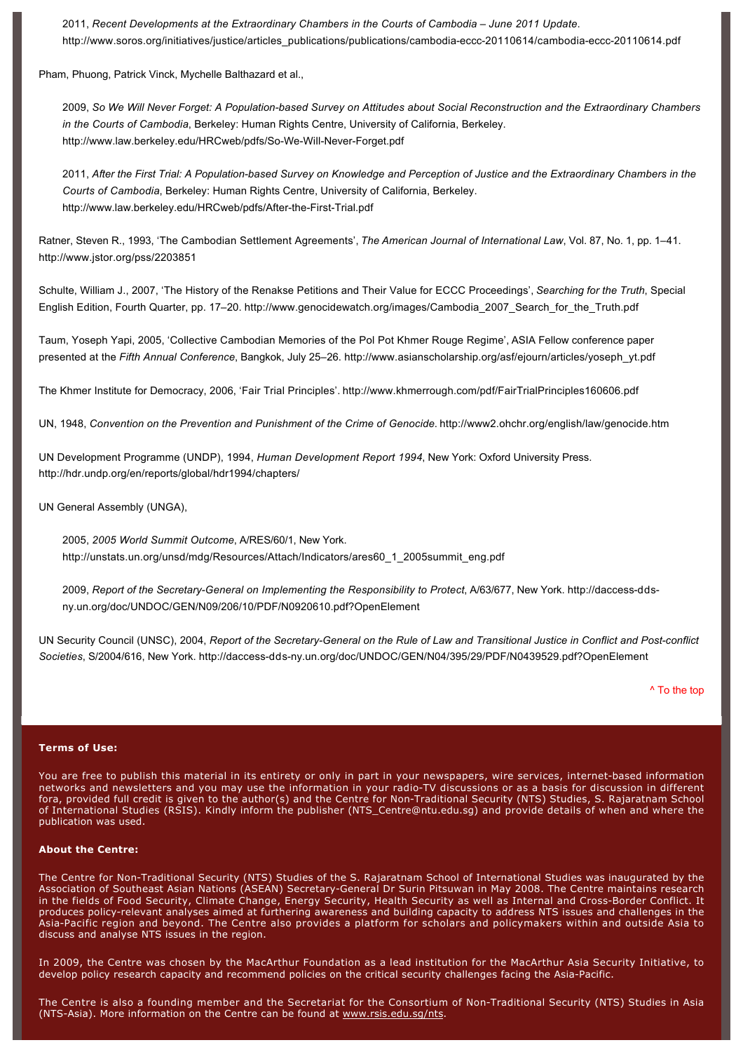2011, *Recent Developments at the Extraordinary Chambers in the Courts of Cambodia – June 2011 Update*. http://www.soros.org/initiatives/justice/articles_publications/publications/cambodia-eccc-20110614/cambodia-eccc-20110614.pdf

Pham, Phuong, Patrick Vinck, Mychelle Balthazard et al.,

2009, *So We Will Never Forget: A Population-based Survey on Attitudes about Social Reconstruction and the Extraordinary Chambers in the Courts of Cambodia*, Berkeley: Human Rights Centre, University of California, Berkeley. http://www.law.berkeley.edu/HRCweb/pdfs/So-We-Will-Never-Forget.pdf

2011, *After the First Trial: A Population-based Survey on Knowledge and Perception of Justice and the Extraordinary Chambers in the Courts of Cambodia*, Berkeley: Human Rights Centre, University of California, Berkeley. http://www.law.berkeley.edu/HRCweb/pdfs/After-the-First-Trial.pdf

Ratner, Steven R., 1993, 'The Cambodian Settlement Agreements', *The American Journal of International Law*, Vol. 87, No. 1, pp. 1–41. http://www.jstor.org/pss/2203851

Schulte, William J., 2007, 'The History of the Renakse Petitions and Their Value for ECCC Proceedings', *Searching for the Truth*, Special English Edition, Fourth Quarter, pp. 17–20. http://www.genocidewatch.org/images/Cambodia_2007_Search_for_the_Truth.pdf

Taum, Yoseph Yapi, 2005, 'Collective Cambodian Memories of the Pol Pot Khmer Rouge Regime', ASIA Fellow conference paper presented at the *Fifth Annual Conference*, Bangkok, July 25–26. http://www.asianscholarship.org/asf/ejourn/articles/yoseph_yt.pdf

The Khmer Institute for Democracy, 2006, 'Fair Trial Principles'. http://www.khmerrough.com/pdf/FairTrialPrinciples160606.pdf

UN, 1948, *Convention on the Prevention and Punishment of the Crime of Genocide*. http://www2.ohchr.org/english/law/genocide.htm

UN Development Programme (UNDP), 1994, *Human Development Report 1994*, New York: Oxford University Press. http://hdr.undp.org/en/reports/global/hdr1994/chapters/

UN General Assembly (UNGA),

2005, *2005 World Summit Outcome*, A/RES/60/1, New York. http://unstats.un.org/unsd/mdg/Resources/Attach/Indicators/ares60_1_2005summit_eng.pdf

2009, *Report of the Secretary-General on Implementing the Responsibility to Protect*, A/63/677, New York. http://daccess-dds-ny.un.org/doc/UNDOC/GEN/N09/206/10/PDF/N0920610.pdf?OpenElement

UN Security Council (UNSC), 2004, *Report of the Secretary-General on the Rule of Law and Transitional Justice in Conflict and Post-conflict Societies*, S/2004/616, New York. http://daccess-dds-ny.un.org/doc/UNDOC/GEN/N04/395/29/PDF/N0439529.pdf?OpenElement

^ To the top

**Terms of Use:**

You are free to publish this material in its entirety or only in part in your newspapers, wire services, internet-based information networks and newsletters and you may use the information in your radio-TV discussions or as a basis for discussion in different fora, provided full credit is given to the author(s) and the Centre for Non-Traditional Security (NTS) Studies, S. Rajaratnam School of International Studies (RSIS). Kindly inform the publisher (NTS_Centre@ntu.edu.sg) and provide details of when and where the publication was used.

**About the Centre:**

The Centre for Non-Traditional Security (NTS) Studies of the S. Rajaratnam School of International Studies was inaugurated by the Association of Southeast Asian Nations (ASEAN) Secretary-General Dr Surin Pitsuwan in May 2008. The Centre maintains research in the fields of Food Security, Climate Change, Energy Security, Health Security as well as Internal and Cross-Border Conflict. It produces policy-relevant analyses aimed at furthering awareness and building capacity to address NTS issues and challenges in the Asia-Pacific region and beyond. The Centre also provides a platform for scholars and policymakers within and outside Asia to discuss and analyse NTS issues in the region.

In 2009, the Centre was chosen by the MacArthur Foundation as a lead institution for the MacArthur Asia Security Initiative, to develop policy research capacity and recommend policies on the critical security challenges facing the Asia-Pacific.

The Centre is also a founding member and the Secretariat for the Consortium of Non-Traditional Security (NTS) Studies in Asia (NTS-Asia). More information on the Centre can be found at www.rsis.edu.sg/nts.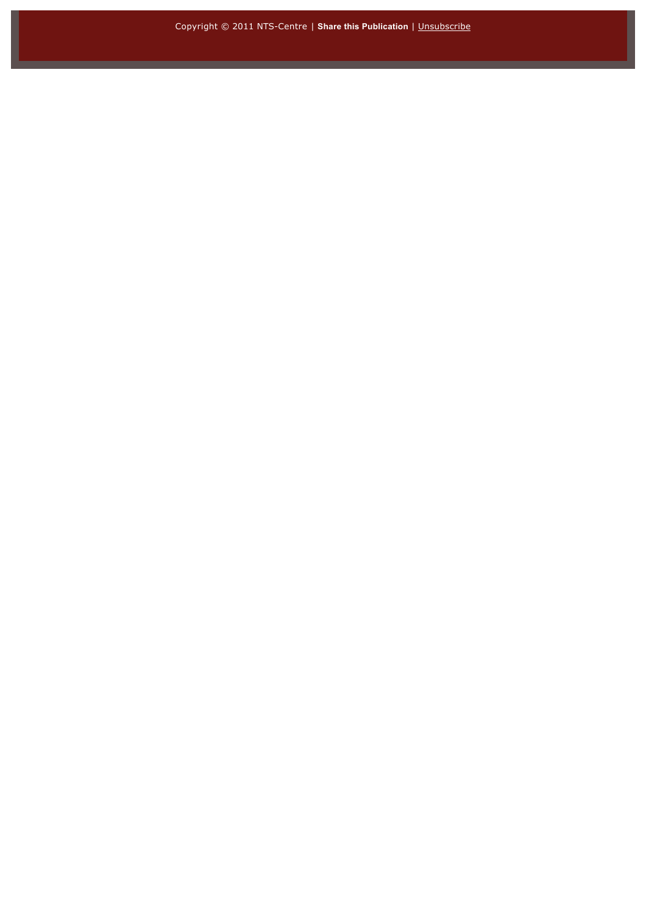Copyright © 2011 NTS-Centre | **Share this Publication** | Unsubscribe